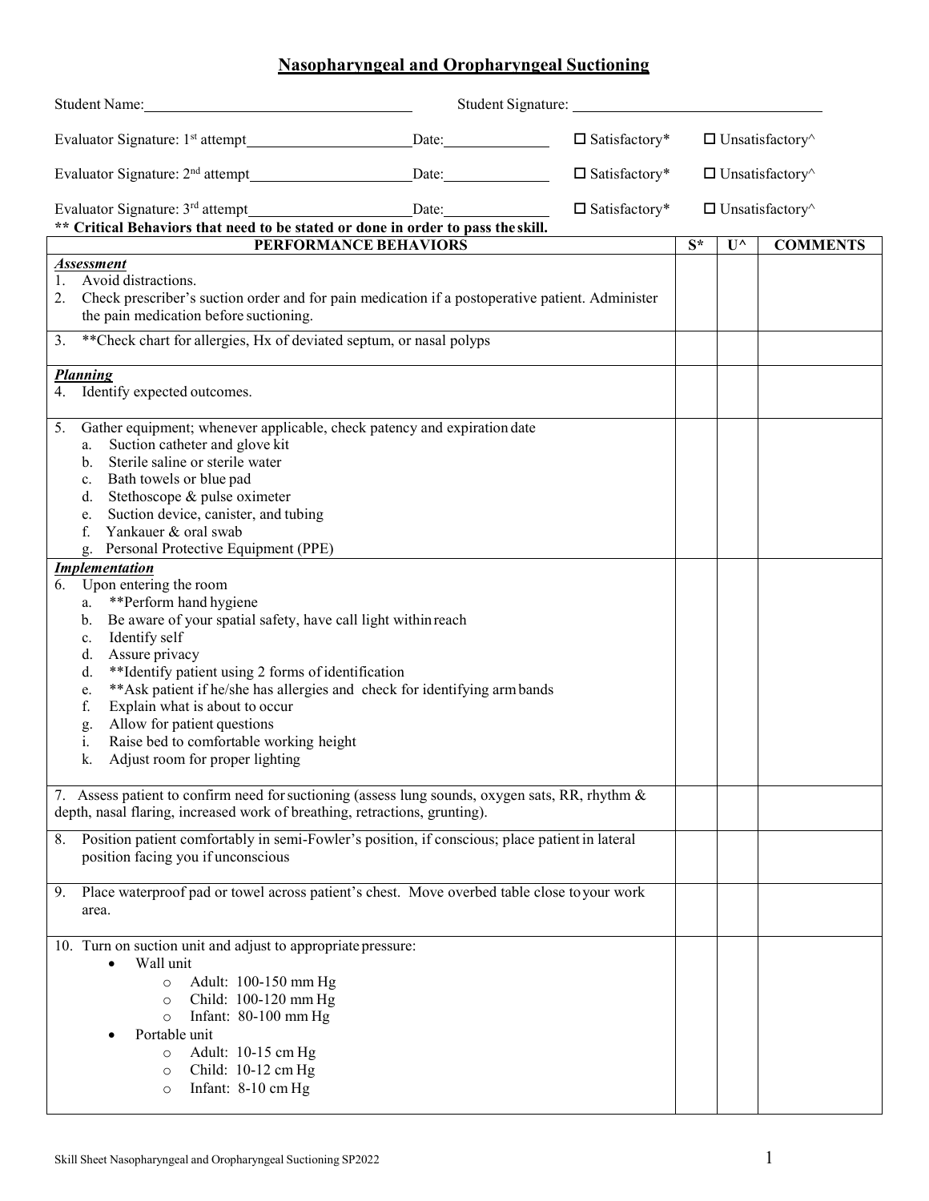# Nasopharyngeal and Oropharyngeal Suctioning

Student Name: ______________________ Student Signature: ______________________

Evaluator Signature: 1st attempt ______________________ Date: ____________ ☐ Satisfactory* ☐ Unsatisfactory^

Evaluator Signature: 2nd attempt ______________________ Date: ____________ ☐ Satisfactory* ☐ Unsatisfactory^

Evaluator Signature: 3rd attempt ______________________ Date: ____________ ☐ Satisfactory* ☐ Unsatisfactory^

**** Critical Behaviors that need to be stated or done in order to pass the skill.**

| PERFORMANCE BEHAVIORS | S* | U^ | COMMENTS |
|---|---|---|---|
| ***Assessment***<br>1. Avoid distractions.<br>2. Check prescriber's suction order and for pain medication if a postoperative patient. Administer the pain medication before suctioning. | | | |
| 3. **Check chart for allergies, Hx of deviated septum, or nasal polyps | | | |
| ***Planning***<br>4. Identify expected outcomes. | | | |
| 5. Gather equipment; whenever applicable, check patency and expiration date<br>a. Suction catheter and glove kit<br>b. Sterile saline or sterile water<br>c. Bath towels or blue pad<br>d. Stethoscope & pulse oximeter<br>e. Suction device, canister, and tubing<br>f. Yankauer & oral swab<br>g. Personal Protective Equipment (PPE) | | | |
| ***Implementation***<br>6. Upon entering the room<br>a. **Perform hand hygiene<br>b. Be aware of your spatial safety, have call light within reach<br>c. Identify self<br>d. Assure privacy<br>d. **Identify patient using 2 forms of identification<br>e. **Ask patient if he/she has allergies and check for identifying arm bands<br>f. Explain what is about to occur<br>g. Allow for patient questions<br>i. Raise bed to comfortable working height<br>k. Adjust room for proper lighting | | | |
| 7. Assess patient to confirm need for suctioning (assess lung sounds, oxygen sats, RR, rhythm & depth, nasal flaring, increased work of breathing, retractions, grunting). | | | |
| 8. Position patient comfortably in semi-Fowler's position, if conscious; place patient in lateral position facing you if unconscious | | | |
| 9. Place waterproof pad or towel across patient's chest. Move overbed table close to your work area. | | | |
| 10. Turn on suction unit and adjust to appropriate pressure:<br>• Wall unit<br>○ Adult: 100-150 mm Hg<br>○ Child: 100-120 mm Hg<br>○ Infant: 80-100 mm Hg<br>• Portable unit<br>○ Adult: 10-15 cm Hg<br>○ Child: 10-12 cm Hg<br>○ Infant: 8-10 cm Hg | | | |

Skill Sheet Nasopharyngeal and Oropharyngeal Suctioning SP2022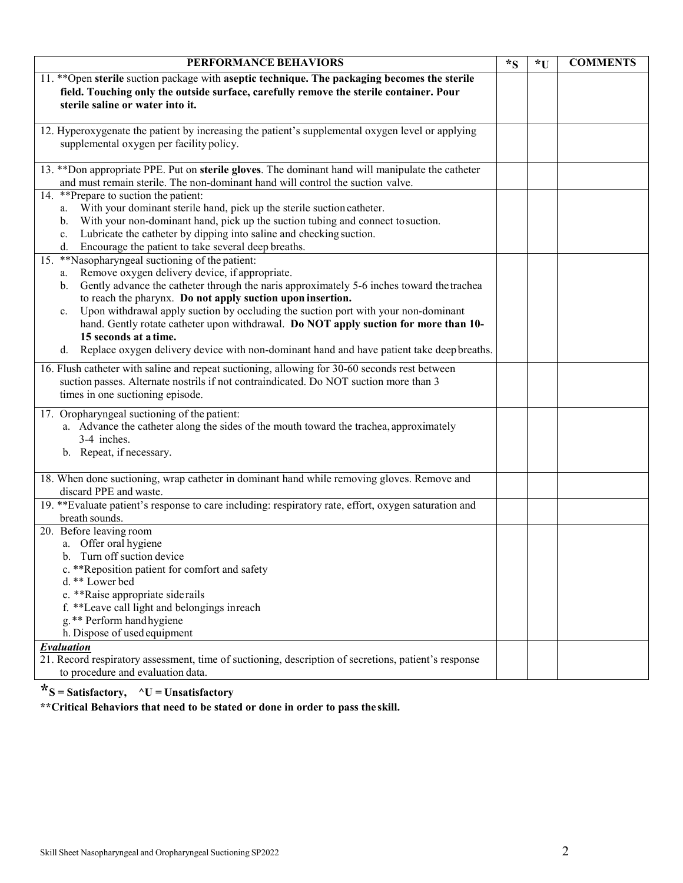| PERFORMANCE BEHAVIORS | *S | *U | COMMENTS |
|---|---|---|---|
| 11. **Open **sterile** suction package with **aseptic technique. The packaging becomes the sterile field. Touching only the outside surface, carefully remove the sterile container. Pour sterile saline or water into it.** | | | |
| 12. Hyperoxygenate the patient by increasing the patient's supplemental oxygen level or applying supplemental oxygen per facility policy. | | | |
| 13. **Don appropriate PPE. Put on **sterile gloves**. The dominant hand will manipulate the catheter and must remain sterile. The non-dominant hand will control the suction valve. | | | |
| 14. **Prepare to suction the patient:<br>a. With your dominant sterile hand, pick up the sterile suction catheter.<br>b. With your non-dominant hand, pick up the suction tubing and connect to suction.<br>c. Lubricate the catheter by dipping into saline and checking suction.<br>d. Encourage the patient to take several deep breaths. | | | |
| 15. **Nasopharyngeal suctioning of the patient:<br>a. Remove oxygen delivery device, if appropriate.<br>b. Gently advance the catheter through the naris approximately 5-6 inches toward the trachea to reach the pharynx. **Do not apply suction upon insertion.**<br>c. Upon withdrawal apply suction by occluding the suction port with your non-dominant hand. Gently rotate catheter upon withdrawal. **Do NOT apply suction for more than 10-15 seconds at a time.**<br>d. Replace oxygen delivery device with non-dominant hand and have patient take deep breaths. | | | |
| 16. Flush catheter with saline and repeat suctioning, allowing for 30-60 seconds rest between suction passes. Alternate nostrils if not contraindicated. Do NOT suction more than 3 times in one suctioning episode. | | | |
| 17. Oropharyngeal suctioning of the patient:<br>a. Advance the catheter along the sides of the mouth toward the trachea, approximately 3-4 inches.<br>b. Repeat, if necessary. | | | |
| 18. When done suctioning, wrap catheter in dominant hand while removing gloves. Remove and discard PPE and waste. | | | |
| 19. **Evaluate patient's response to care including: respiratory rate, effort, oxygen saturation and breath sounds. | | | |
| 20. Before leaving room<br>a. Offer oral hygiene<br>b. Turn off suction device<br>c. **Reposition patient for comfort and safety<br>d. ** Lower bed<br>e. **Raise appropriate side rails<br>f. **Leave call light and belongings in reach<br>g. ** Perform hand hygiene<br>h. Dispose of used equipment | | | |
| ***Evaluation***<br>21. Record respiratory assessment, time of suctioning, description of secretions, patient's response to procedure and evaluation data. | | | |

***S = Satisfactory, ^U = Unsatisfactory**

****Critical Behaviors that need to be stated or done in order to pass the skill.**